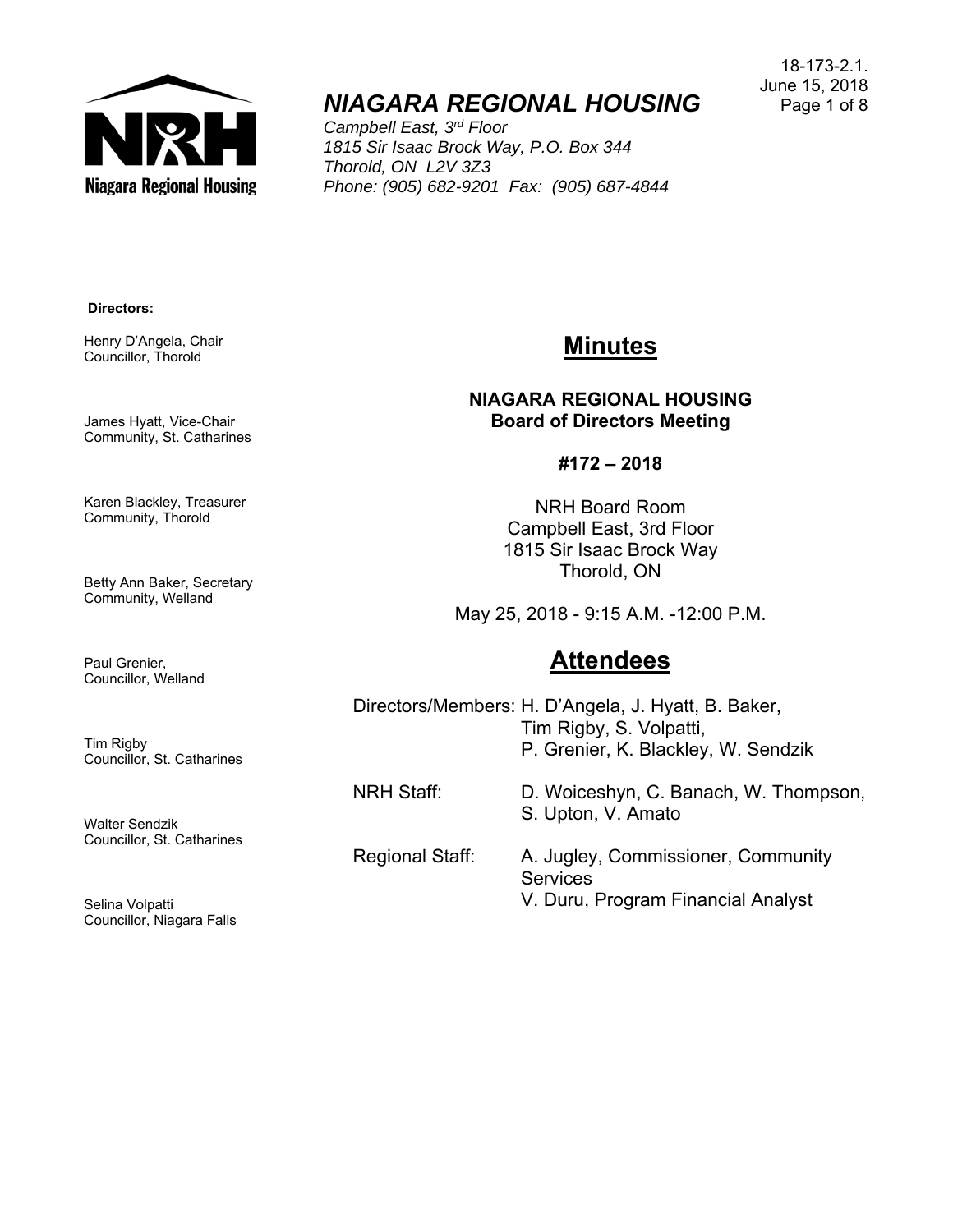18-173-2.1.
June 15, 2018

# *NIAGARA REGIONAL HOUSING*

*Campbell East, 3rd Floor*
*1815 Sir Isaac Brock Way, P.O. Box 344*
*Thorold, ON L2V 3Z3*
*Phone: (905) 682-9201 Fax: (905) 687-4844*

**Directors:**

Henry D'Angela, Chair
Councillor, Thorold

James Hyatt, Vice-Chair
Community, St. Catharines

Karen Blackley, Treasurer
Community, Thorold

Betty Ann Baker, Secretary
Community, Welland

Paul Grenier,
Councillor, Welland

Tim Rigby
Councillor, St. Catharines

Walter Sendzik
Councillor, St. Catharines

Selina Volpatti
Councillor, Niagara Falls

## Minutes

**NIAGARA REGIONAL HOUSING**
**Board of Directors Meeting**

**#172 – 2018**

NRH Board Room
Campbell East, 3rd Floor
1815 Sir Isaac Brock Way
Thorold, ON

May 25, 2018 - 9:15 A.M. -12:00 P.M.

## Attendees

| | |
|---|---|
| Directors/Members: | H. D'Angela, J. Hyatt, B. Baker, Tim Rigby, S. Volpatti, P. Grenier, K. Blackley, W. Sendzik |
| NRH Staff: | D. Woiceshyn, C. Banach, W. Thompson, S. Upton, V. Amato |
| Regional Staff: | A. Jugley, Commissioner, Community Services<br>V. Duru, Program Financial Analyst |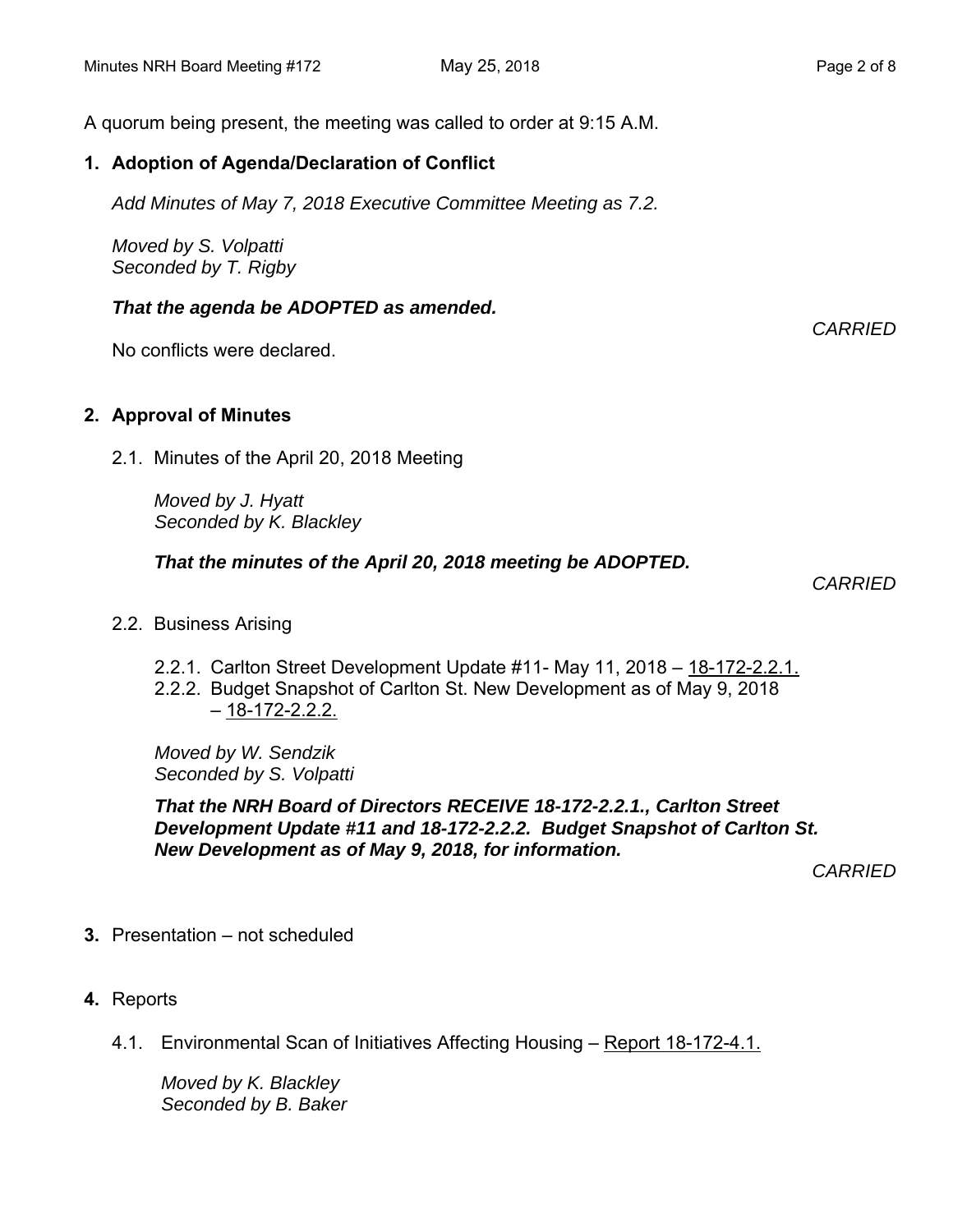A quorum being present, the meeting was called to order at 9:15 A.M.

**1. Adoption of Agenda/Declaration of Conflict**

*Add Minutes of May 7, 2018 Executive Committee Meeting as 7.2.*

*Moved by S. Volpatti*
*Seconded by T. Rigby*

***That the agenda be ADOPTED as amended.***

*CARRIED*

No conflicts were declared.

**2. Approval of Minutes**

2.1. Minutes of the April 20, 2018 Meeting

*Moved by J. Hyatt*
*Seconded by K. Blackley*

***That the minutes of the April 20, 2018 meeting be ADOPTED.***

*CARRIED*

2.2. Business Arising

2.2.1. Carlton Street Development Update #11- May 11, 2018 – 18-172-2.2.1.
2.2.2. Budget Snapshot of Carlton St. New Development as of May 9, 2018 – 18-172-2.2.2.

*Moved by W. Sendzik*
*Seconded by S. Volpatti*

***That the NRH Board of Directors RECEIVE 18-172-2.2.1., Carlton Street Development Update #11 and 18-172-2.2.2. Budget Snapshot of Carlton St. New Development as of May 9, 2018, for information.***

*CARRIED*

**3.** Presentation – not scheduled

**4.** Reports

4.1. Environmental Scan of Initiatives Affecting Housing – Report 18-172-4.1.

*Moved by K. Blackley*
*Seconded by B. Baker*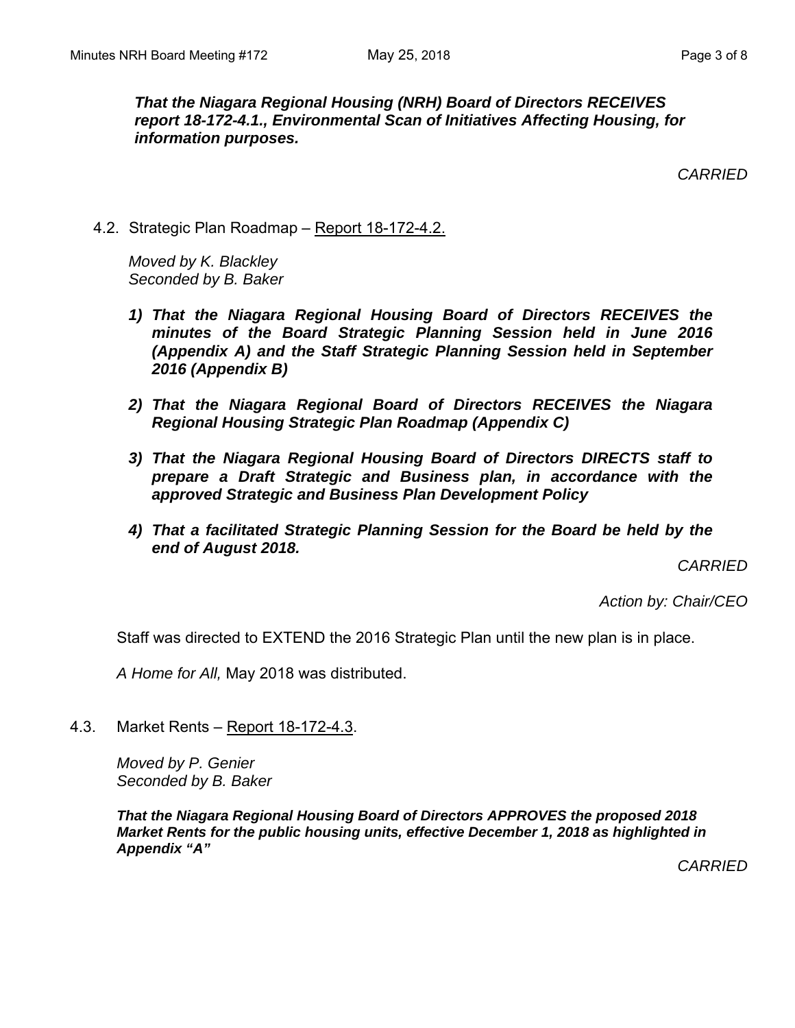***That the Niagara Regional Housing (NRH) Board of Directors RECEIVES report 18-172-4.1., Environmental Scan of Initiatives Affecting Housing, for information purposes.***

*CARRIED*

4.2. Strategic Plan Roadmap – Report 18-172-4.2.

*Moved by K. Blackley*
*Seconded by B. Baker*

1) ***That the Niagara Regional Housing Board of Directors RECEIVES the minutes of the Board Strategic Planning Session held in June 2016 (Appendix A) and the Staff Strategic Planning Session held in September 2016 (Appendix B)***

2) ***That the Niagara Regional Board of Directors RECEIVES the Niagara Regional Housing Strategic Plan Roadmap (Appendix C)***

3) ***That the Niagara Regional Housing Board of Directors DIRECTS staff to prepare a Draft Strategic and Business plan, in accordance with the approved Strategic and Business Plan Development Policy***

4) ***That a facilitated Strategic Planning Session for the Board be held by the end of August 2018.***

*CARRIED*

*Action by: Chair/CEO*

Staff was directed to EXTEND the 2016 Strategic Plan until the new plan is in place.

*A Home for All,* May 2018 was distributed.

4.3. Market Rents – Report 18-172-4.3.

*Moved by P. Genier*
*Seconded by B. Baker*

***That the Niagara Regional Housing Board of Directors APPROVES the proposed 2018 Market Rents for the public housing units, effective December 1, 2018 as highlighted in Appendix "A"***

*CARRIED*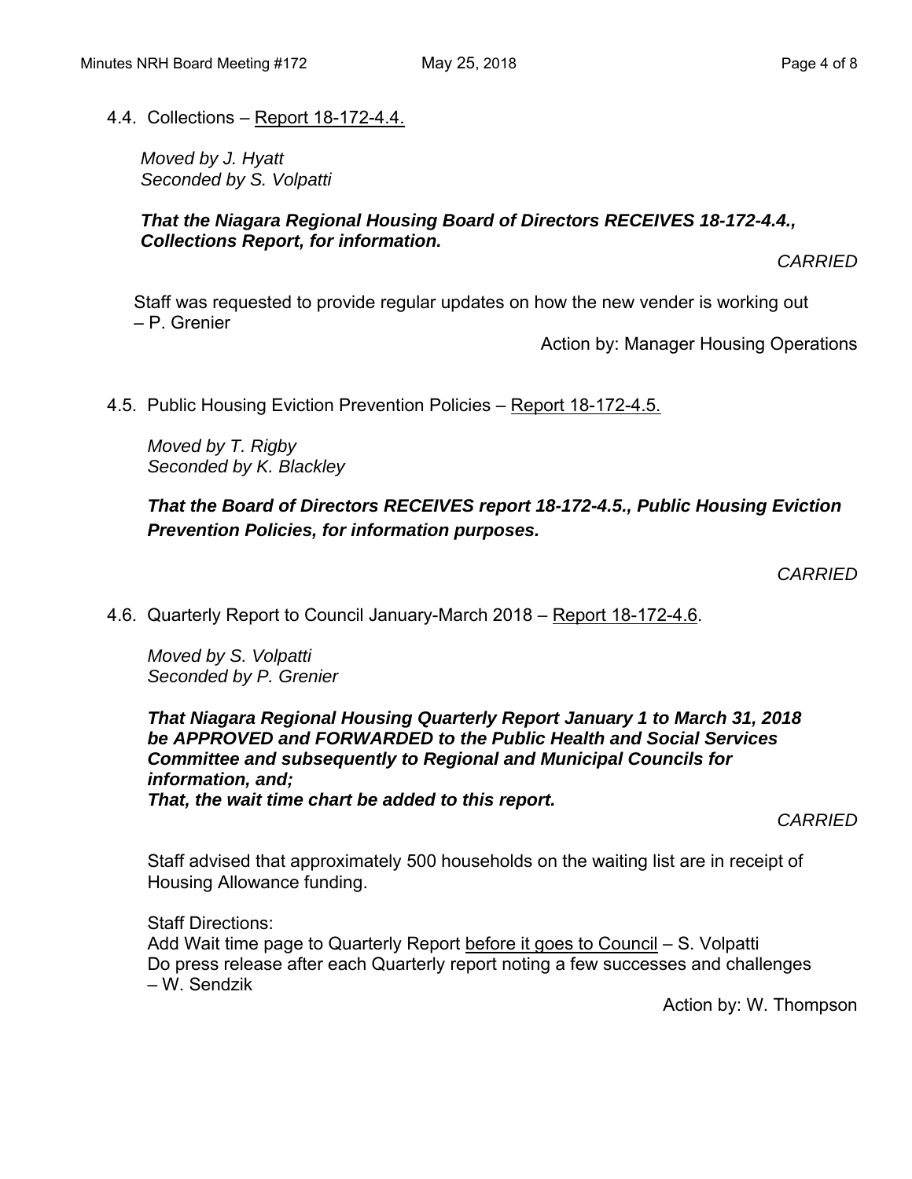4.4. Collections – Report 18-172-4.4.

*Moved by J. Hyatt*
*Seconded by S. Volpatti*

***That the Niagara Regional Housing Board of Directors RECEIVES 18-172-4.4., Collections Report, for information.***

*CARRIED*

Staff was requested to provide regular updates on how the new vender is working out – P. Grenier

Action by: Manager Housing Operations

4.5. Public Housing Eviction Prevention Policies – Report 18-172-4.5.

*Moved by T. Rigby*
*Seconded by K. Blackley*

***That the Board of Directors RECEIVES report 18-172-4.5., Public Housing Eviction Prevention Policies, for information purposes.***

*CARRIED*

4.6. Quarterly Report to Council January-March 2018 – Report 18-172-4.6.

*Moved by S. Volpatti*
*Seconded by P. Grenier*

***That Niagara Regional Housing Quarterly Report January 1 to March 31, 2018 be APPROVED and FORWARDED to the Public Health and Social Services Committee and subsequently to Regional and Municipal Councils for information, and;***
***That, the wait time chart be added to this report.***

*CARRIED*

Staff advised that approximately 500 households on the waiting list are in receipt of Housing Allowance funding.

Staff Directions:
Add Wait time page to Quarterly Report before it goes to Council – S. Volpatti
Do press release after each Quarterly report noting a few successes and challenges – W. Sendzik

Action by: W. Thompson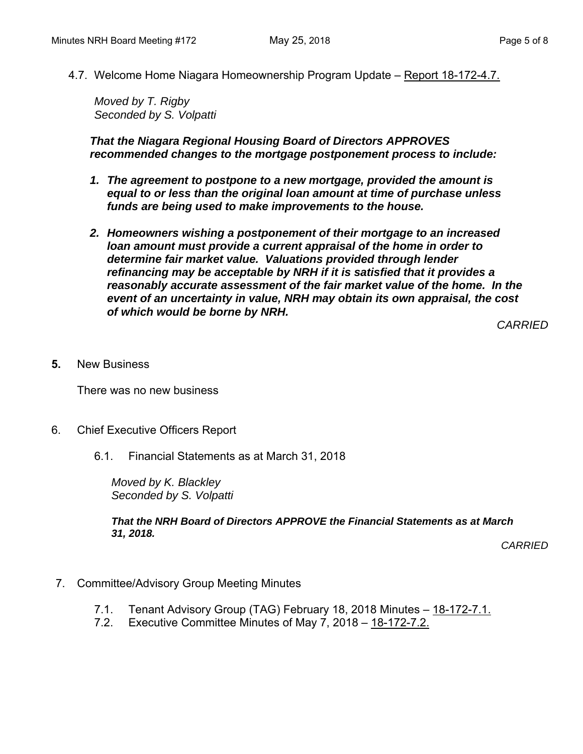4.7. Welcome Home Niagara Homeownership Program Update – Report 18-172-4.7.

*Moved by T. Rigby*
*Seconded by S. Volpatti*

***That the Niagara Regional Housing Board of Directors APPROVES recommended changes to the mortgage postponement process to include:***

1. ***The agreement to postpone to a new mortgage, provided the amount is equal to or less than the original loan amount at time of purchase unless funds are being used to make improvements to the house.***

2. ***Homeowners wishing a postponement of their mortgage to an increased loan amount must provide a current appraisal of the home in order to determine fair market value. Valuations provided through lender refinancing may be acceptable by NRH if it is satisfied that it provides a reasonably accurate assessment of the fair market value of the home. In the event of an uncertainty in value, NRH may obtain its own appraisal, the cost of which would be borne by NRH.***

*CARRIED*

## 5. New Business

There was no new business

## 6. Chief Executive Officers Report

6.1. Financial Statements as at March 31, 2018

*Moved by K. Blackley*
*Seconded by S. Volpatti*

***That the NRH Board of Directors APPROVE the Financial Statements as at March 31, 2018.***

*CARRIED*

## 7. Committee/Advisory Group Meeting Minutes

7.1. Tenant Advisory Group (TAG) February 18, 2018 Minutes – 18-172-7.1.
7.2. Executive Committee Minutes of May 7, 2018 – 18-172-7.2.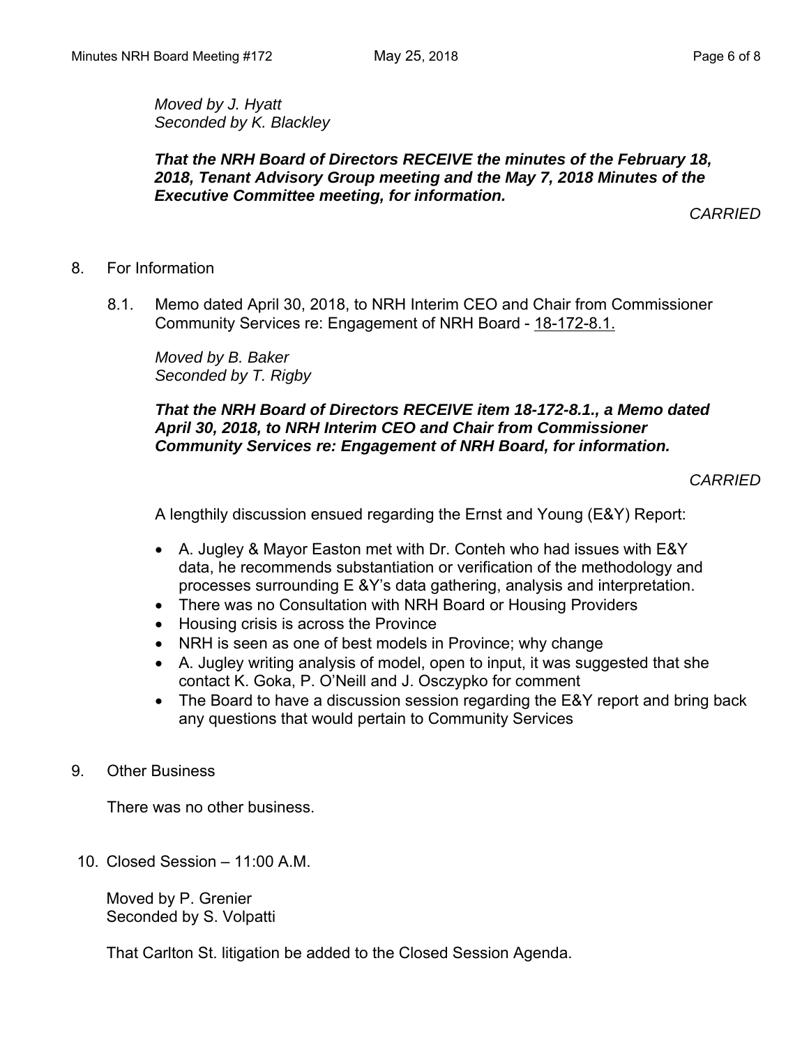*Moved by J. Hyatt*
*Seconded by K. Blackley*

***That the NRH Board of Directors RECEIVE the minutes of the February 18, 2018, Tenant Advisory Group meeting and the May 7, 2018 Minutes of the Executive Committee meeting, for information.***

*CARRIED*

8. For Information

   8.1. Memo dated April 30, 2018, to NRH Interim CEO and Chair from Commissioner Community Services re: Engagement of NRH Board - 18-172-8.1.

   *Moved by B. Baker*
   *Seconded by T. Rigby*

   ***That the NRH Board of Directors RECEIVE item 18-172-8.1., a Memo dated April 30, 2018, to NRH Interim CEO and Chair from Commissioner Community Services re: Engagement of NRH Board, for information.***

   *CARRIED*

   A lengthily discussion ensued regarding the Ernst and Young (E&Y) Report:

   - A. Jugley & Mayor Easton met with Dr. Conteh who had issues with E&Y data, he recommends substantiation or verification of the methodology and processes surrounding E &Y's data gathering, analysis and interpretation.
   - There was no Consultation with NRH Board or Housing Providers
   - Housing crisis is across the Province
   - NRH is seen as one of best models in Province; why change
   - A. Jugley writing analysis of model, open to input, it was suggested that she contact K. Goka, P. O'Neill and J. Osczypko for comment
   - The Board to have a discussion session regarding the E&Y report and bring back any questions that would pertain to Community Services

9. Other Business

   There was no other business.

10. Closed Session – 11:00 A.M.

    Moved by P. Grenier
    Seconded by S. Volpatti

    That Carlton St. litigation be added to the Closed Session Agenda.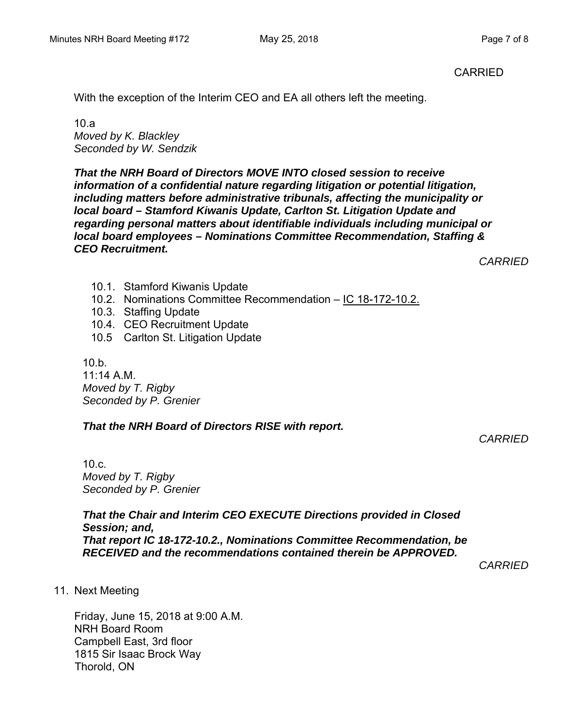CARRIED

With the exception of the Interim CEO and EA all others left the meeting.

10.a
*Moved by K. Blackley*
*Seconded by W. Sendzik*

***That the NRH Board of Directors MOVE INTO closed session to receive information of a confidential nature regarding litigation or potential litigation, including matters before administrative tribunals, affecting the municipality or local board – Stamford Kiwanis Update, Carlton St. Litigation Update and regarding personal matters about identifiable individuals including municipal or local board employees – Nominations Committee Recommendation, Staffing & CEO Recruitment.***

*CARRIED*

- 10.1. Stamford Kiwanis Update
- 10.2. Nominations Committee Recommendation – IC 18-172-10.2.
- 10.3. Staffing Update
- 10.4. CEO Recruitment Update
- 10.5 Carlton St. Litigation Update

10.b.
11:14 A.M.
*Moved by T. Rigby*
*Seconded by P. Grenier*

***That the NRH Board of Directors RISE with report.***

*CARRIED*

10.c.
*Moved by T. Rigby*
*Seconded by P. Grenier*

***That the Chair and Interim CEO EXECUTE Directions provided in Closed Session; and,***
***That report IC 18-172-10.2., Nominations Committee Recommendation, be RECEIVED and the recommendations contained therein be APPROVED.***

*CARRIED*

11. Next Meeting

Friday, June 15, 2018 at 9:00 A.M.
NRH Board Room
Campbell East, 3rd floor
1815 Sir Isaac Brock Way
Thorold, ON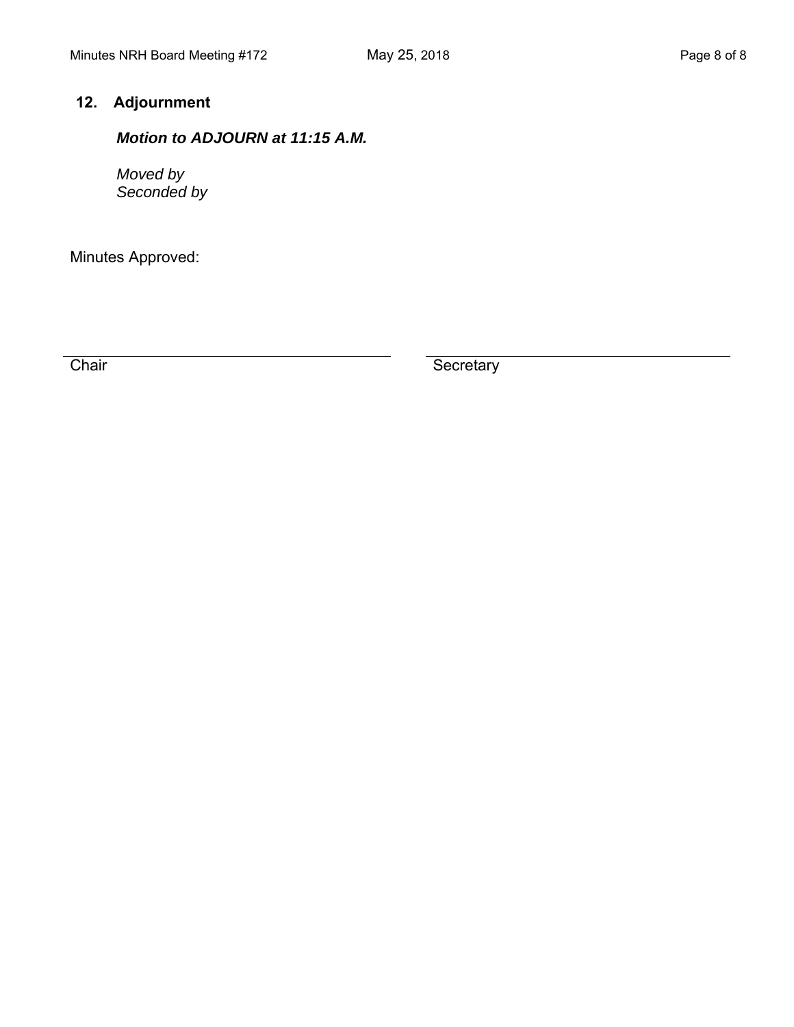## 12. Adjournment

***Motion to ADJOURN at 11:15 A.M.***

*Moved by*
*Seconded by*

Minutes Approved:

| | |
|---|---|
| Chair | Secretary |